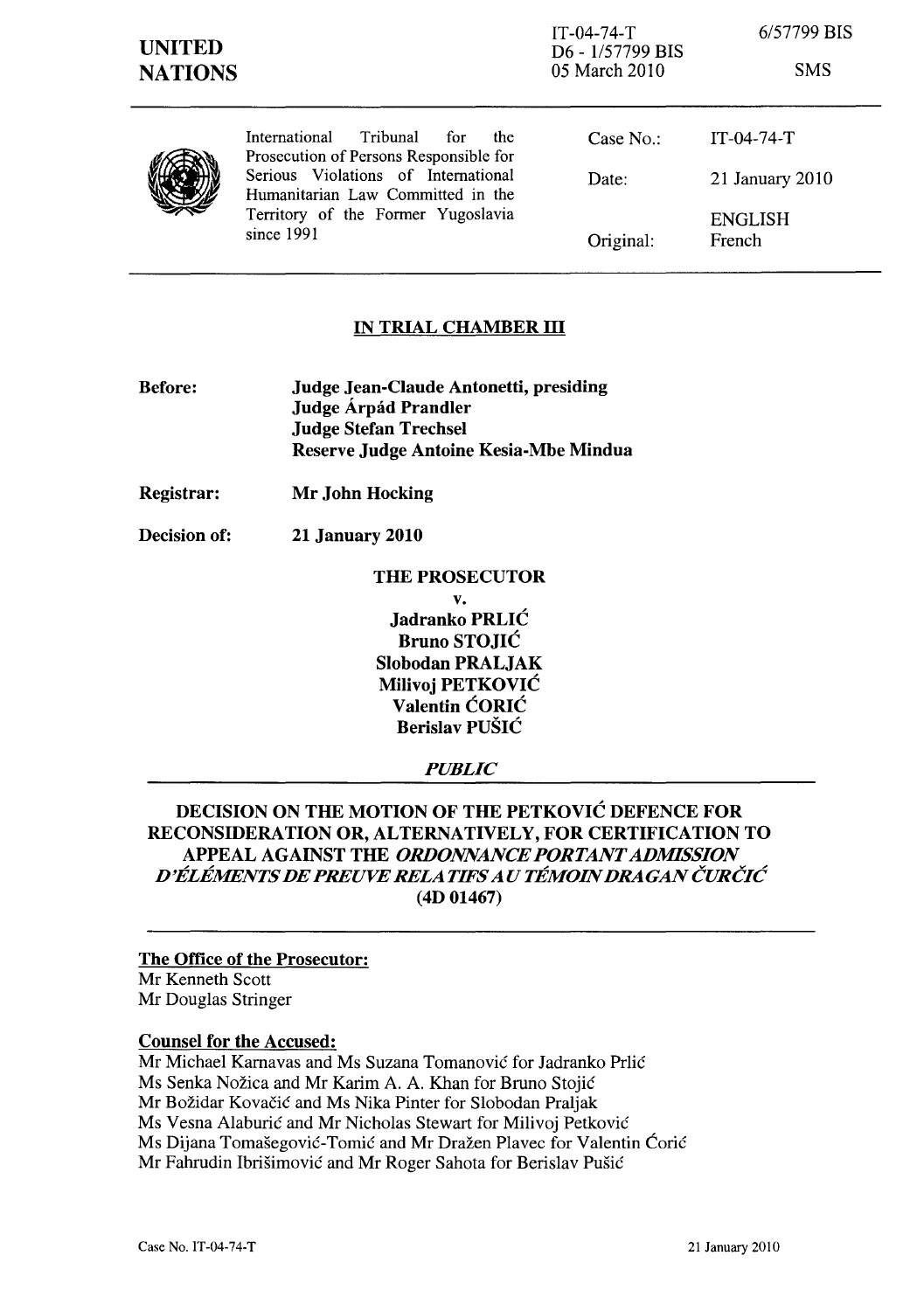**UNITED NATIONS**

IT-04-74-T
D6 - 1/57799 BIS
05 March 2010

6/57799 BIS

SMS

International Tribunal for the Prosecution of Persons Responsible for Serious Violations of International Humanitarian Law Committed in the Territory of the Former Yugoslavia since 1991

| | |
|---|---|
| Case No.: | IT-04-74-T |
| Date: | 21 January 2010 |
| | ENGLISH |
| Original: | French |

## IN TRIAL CHAMBER III

**Before:** **Judge Jean-Claude Antonetti, presiding**
**Judge Árpád Prandler**
**Judge Stefan Trechsel**
**Reserve Judge Antoine Kesia-Mbe Mindua**

**Registrar:** **Mr John Hocking**

**Decision of:** **21 January 2010**

**THE PROSECUTOR**

**v.**

**Jadranko PRLIĆ**
**Bruno STOJIĆ**
**Slobodan PRALJAK**
**Milivoj PETKOVIĆ**
**Valentin ĆORIĆ**
**Berislav PUŠIĆ**

***PUBLIC***

**DECISION ON THE MOTION OF THE PETKOVIĆ DEFENCE FOR RECONSIDERATION OR, ALTERNATIVELY, FOR CERTIFICATION TO APPEAL AGAINST THE *ORDONNANCE PORTANT ADMISSION D'ÉLÉMENTS DE PREUVE RELATIFS AU TÉMOIN DRAGAN ČURČIĆ* (4D 01467)**

**The Office of the Prosecutor:**
Mr Kenneth Scott
Mr Douglas Stringer

**Counsel for the Accused:**
Mr Michael Karnavas and Ms Suzana Tomanović for Jadranko Prlić
Ms Senka Nožica and Mr Karim A. A. Khan for Bruno Stojić
Mr Božidar Kovačić and Ms Nika Pinter for Slobodan Praljak
Ms Vesna Alaburić and Mr Nicholas Stewart for Milivoj Petković
Ms Dijana Tomašegović-Tomić and Mr Dražen Plavec for Valentin Ćorić
Mr Fahrudin Ibrišimović and Mr Roger Sahota for Berislav Pušić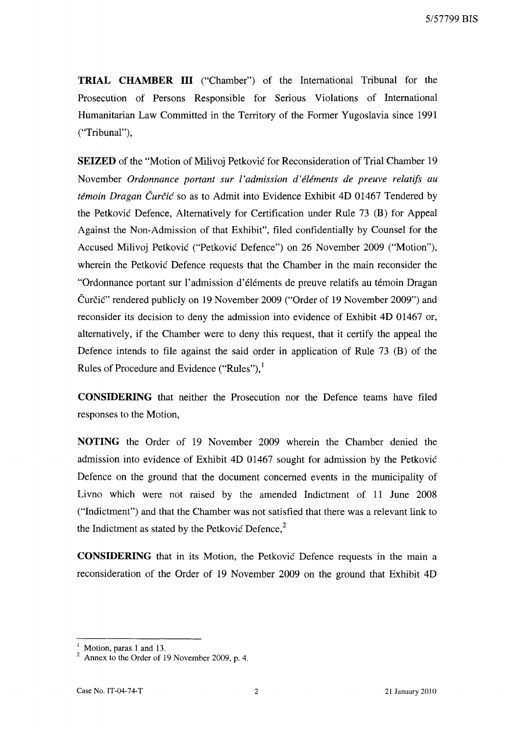**TRIAL CHAMBER III** ("Chamber") of the International Tribunal for the Prosecution of Persons Responsible for Serious Violations of International Humanitarian Law Committed in the Territory of the Former Yugoslavia since 1991 ("Tribunal"),

**SEIZED** of the "Motion of Milivoj Petković for Reconsideration of Trial Chamber 19 November *Ordonnance portant sur l'admission d'éléments de preuve relatifs au témoin Dragan Čurčić* so as to Admit into Evidence Exhibit 4D 01467 Tendered by the Petković Defence, Alternatively for Certification under Rule 73 (B) for Appeal Against the Non-Admission of that Exhibit", filed confidentially by Counsel for the Accused Milivoj Petković ("Petković Defence") on 26 November 2009 ("Motion"), wherein the Petković Defence requests that the Chamber in the main reconsider the "Ordonnance portant sur l'admission d'éléments de preuve relatifs au témoin Dragan Čurčić" rendered publicly on 19 November 2009 ("Order of 19 November 2009") and reconsider its decision to deny the admission into evidence of Exhibit 4D 01467 or, alternatively, if the Chamber were to deny this request, that it certify the appeal the Defence intends to file against the said order in application of Rule 73 (B) of the Rules of Procedure and Evidence ("Rules"),[1]

**CONSIDERING** that neither the Prosecution nor the Defence teams have filed responses to the Motion,

**NOTING** the Order of 19 November 2009 wherein the Chamber denied the admission into evidence of Exhibit 4D 01467 sought for admission by the Petković Defence on the ground that the document concerned events in the municipality of Livno which were not raised by the amended Indictment of 11 June 2008 ("Indictment") and that the Chamber was not satisfied that there was a relevant link to the Indictment as stated by the Petković Defence,[2]

**CONSIDERING** that in its Motion, the Petković Defence requests in the main a reconsideration of the Order of 19 November 2009 on the ground that Exhibit 4D

---

[1] Motion, paras 1 and 13.

[2] Annex to the Order of 19 November 2009, p. 4.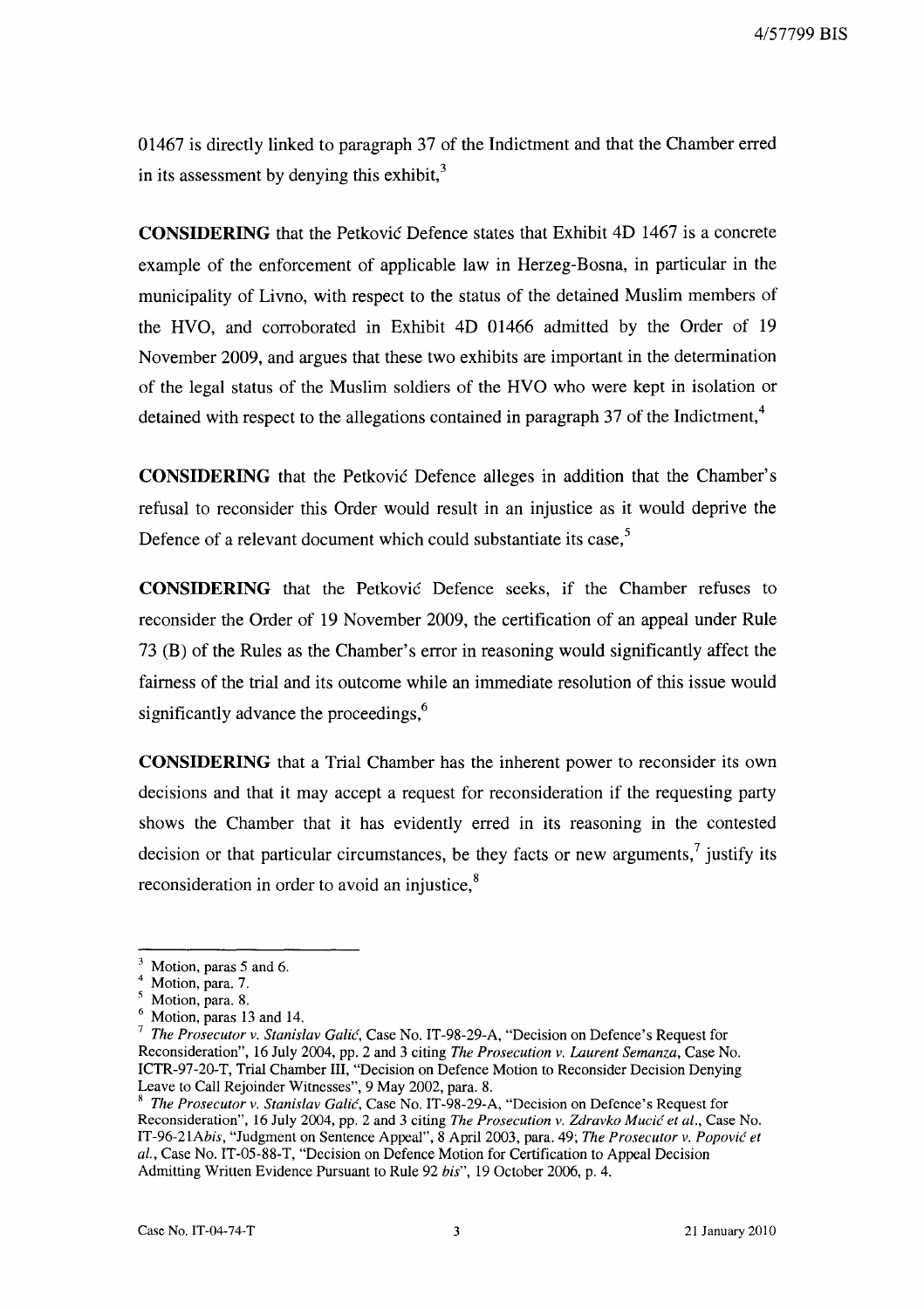01467 is directly linked to paragraph 37 of the Indictment and that the Chamber erred in its assessment by denying this exhibit,[3]

**CONSIDERING** that the Petković Defence states that Exhibit 4D 1467 is a concrete example of the enforcement of applicable law in Herzeg-Bosna, in particular in the municipality of Livno, with respect to the status of the detained Muslim members of the HVO, and corroborated in Exhibit 4D 01466 admitted by the Order of 19 November 2009, and argues that these two exhibits are important in the determination of the legal status of the Muslim soldiers of the HVO who were kept in isolation or detained with respect to the allegations contained in paragraph 37 of the Indictment,[4]

**CONSIDERING** that the Petković Defence alleges in addition that the Chamber's refusal to reconsider this Order would result in an injustice as it would deprive the Defence of a relevant document which could substantiate its case,[5]

**CONSIDERING** that the Petković Defence seeks, if the Chamber refuses to reconsider the Order of 19 November 2009, the certification of an appeal under Rule 73 (B) of the Rules as the Chamber's error in reasoning would significantly affect the fairness of the trial and its outcome while an immediate resolution of this issue would significantly advance the proceedings,[6]

**CONSIDERING** that a Trial Chamber has the inherent power to reconsider its own decisions and that it may accept a request for reconsideration if the requesting party shows the Chamber that it has evidently erred in its reasoning in the contested decision or that particular circumstances, be they facts or new arguments,[7] justify its reconsideration in order to avoid an injustice,[8]

---

[3] Motion, paras 5 and 6.

[4] Motion, para. 7.

[5] Motion, para. 8.

[6] Motion, paras 13 and 14.

[7] *The Prosecutor v. Stanislav Galić*, Case No. IT-98-29-A, "Decision on Defence's Request for Reconsideration", 16 July 2004, pp. 2 and 3 citing *The Prosecution v. Laurent Semanza*, Case No. ICTR-97-20-T, Trial Chamber III, "Decision on Defence Motion to Reconsider Decision Denying Leave to Call Rejoinder Witnesses", 9 May 2002, para. 8.

[8] *The Prosecutor v. Stanislav Galić*, Case No. IT-98-29-A, "Decision on Defence's Request for Reconsideration", 16 July 2004, pp. 2 and 3 citing *The Prosecution v. Zdravko Mucić et al.*, Case No. IT-96-21*Abis*, "Judgment on Sentence Appeal", 8 April 2003, para. 49; *The Prosecutor v. Popović et al.*, Case No. IT-05-88-T, "Decision on Defence Motion for Certification to Appeal Decision Admitting Written Evidence Pursuant to Rule 92 *bis*", 19 October 2006, p. 4.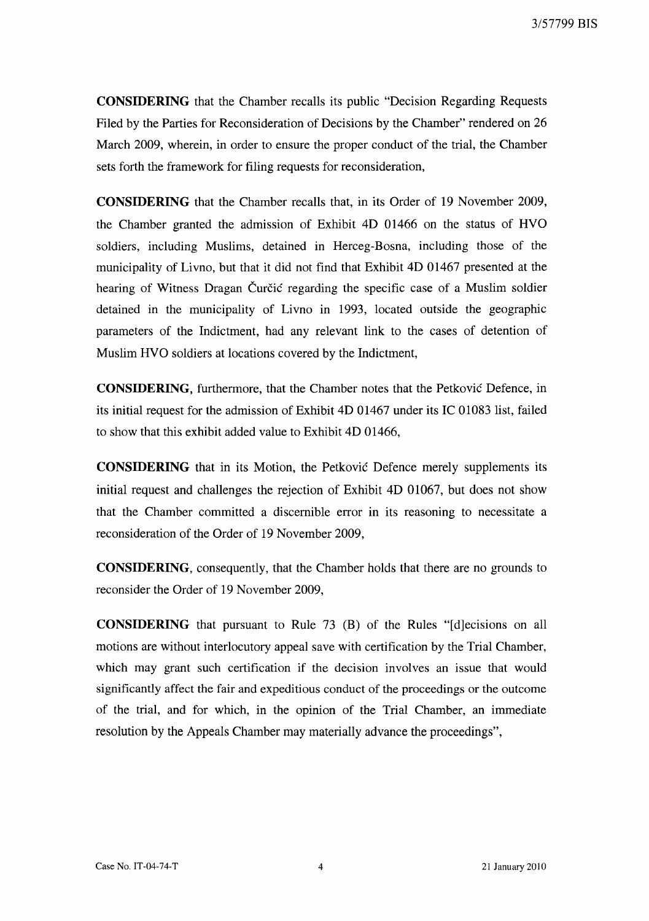**CONSIDERING** that the Chamber recalls its public "Decision Regarding Requests Filed by the Parties for Reconsideration of Decisions by the Chamber" rendered on 26 March 2009, wherein, in order to ensure the proper conduct of the trial, the Chamber sets forth the framework for filing requests for reconsideration,

**CONSIDERING** that the Chamber recalls that, in its Order of 19 November 2009, the Chamber granted the admission of Exhibit 4D 01466 on the status of HVO soldiers, including Muslims, detained in Herceg-Bosna, including those of the municipality of Livno, but that it did not find that Exhibit 4D 01467 presented at the hearing of Witness Dragan Čurčić regarding the specific case of a Muslim soldier detained in the municipality of Livno in 1993, located outside the geographic parameters of the Indictment, had any relevant link to the cases of detention of Muslim HVO soldiers at locations covered by the Indictment,

**CONSIDERING**, furthermore, that the Chamber notes that the Petković Defence, in its initial request for the admission of Exhibit 4D 01467 under its IC 01083 list, failed to show that this exhibit added value to Exhibit 4D 01466,

**CONSIDERING** that in its Motion, the Petković Defence merely supplements its initial request and challenges the rejection of Exhibit 4D 01067, but does not show that the Chamber committed a discernible error in its reasoning to necessitate a reconsideration of the Order of 19 November 2009,

**CONSIDERING**, consequently, that the Chamber holds that there are no grounds to reconsider the Order of 19 November 2009,

**CONSIDERING** that pursuant to Rule 73 (B) of the Rules "[d]ecisions on all motions are without interlocutory appeal save with certification by the Trial Chamber, which may grant such certification if the decision involves an issue that would significantly affect the fair and expeditious conduct of the proceedings or the outcome of the trial, and for which, in the opinion of the Trial Chamber, an immediate resolution by the Appeals Chamber may materially advance the proceedings",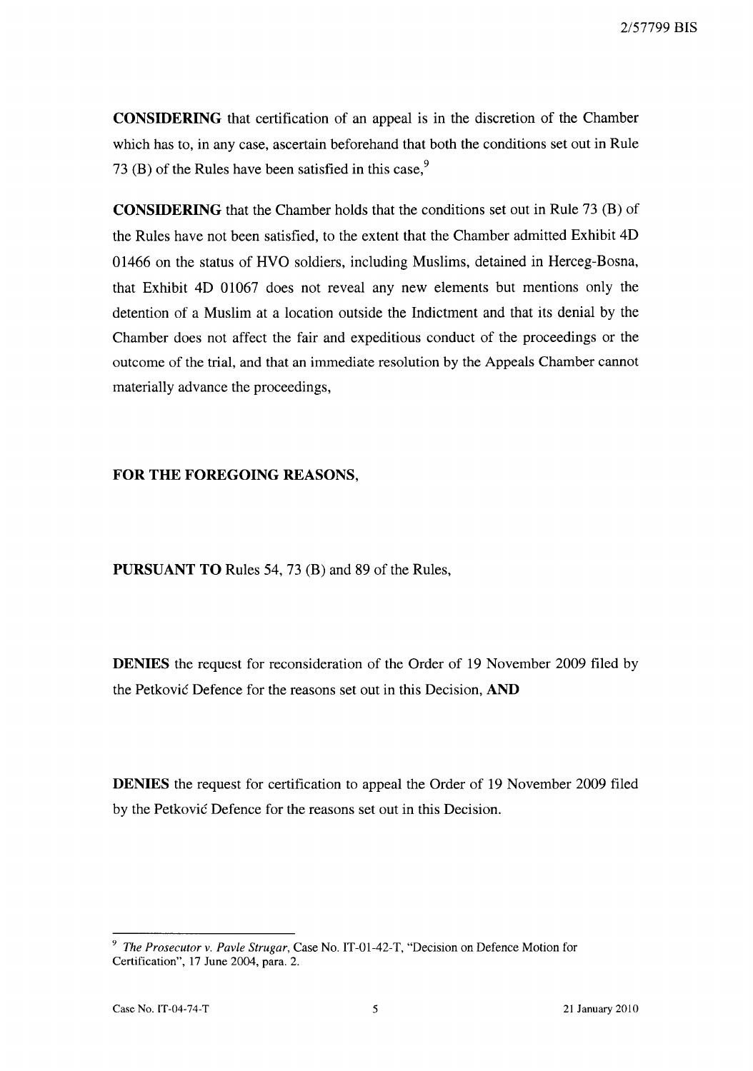**CONSIDERING** that certification of an appeal is in the discretion of the Chamber which has to, in any case, ascertain beforehand that both the conditions set out in Rule 73 (B) of the Rules have been satisfied in this case,[9]

**CONSIDERING** that the Chamber holds that the conditions set out in Rule 73 (B) of the Rules have not been satisfied, to the extent that the Chamber admitted Exhibit 4D 01466 on the status of HVO soldiers, including Muslims, detained in Herceg-Bosna, that Exhibit 4D 01067 does not reveal any new elements but mentions only the detention of a Muslim at a location outside the Indictment and that its denial by the Chamber does not affect the fair and expeditious conduct of the proceedings or the outcome of the trial, and that an immediate resolution by the Appeals Chamber cannot materially advance the proceedings,

**FOR THE FOREGOING REASONS,**

**PURSUANT TO** Rules 54, 73 (B) and 89 of the Rules,

**DENIES** the request for reconsideration of the Order of 19 November 2009 filed by the Petković Defence for the reasons set out in this Decision, **AND**

**DENIES** the request for certification to appeal the Order of 19 November 2009 filed by the Petković Defence for the reasons set out in this Decision.

---

[9] *The Prosecutor v. Pavle Strugar*, Case No. IT-01-42-T, "Decision on Defence Motion for Certification", 17 June 2004, para. 2.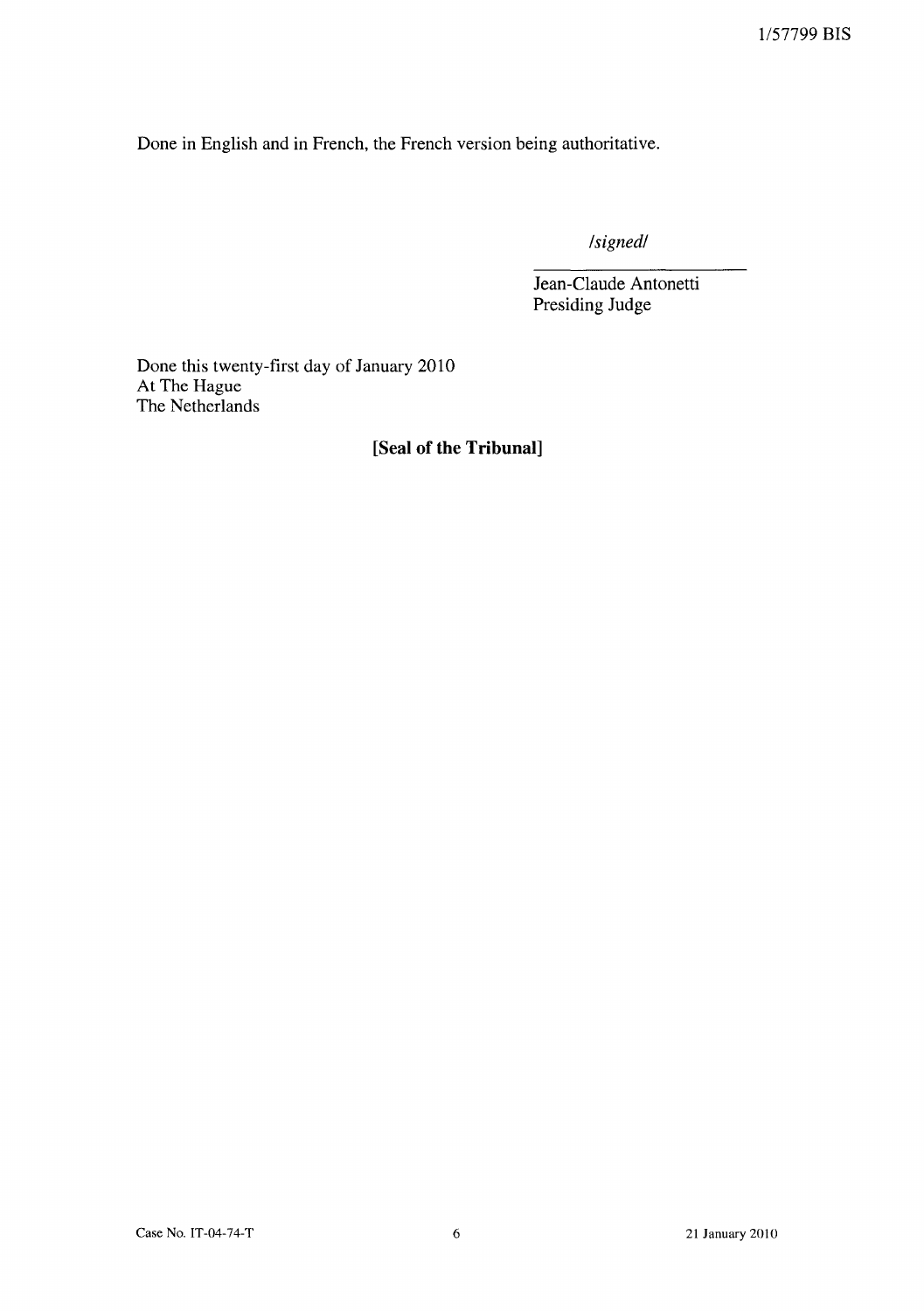Done in English and in French, the French version being authoritative.

*/signed/*

Jean-Claude Antonetti
Presiding Judge

Done this twenty-first day of January 2010
At The Hague
The Netherlands

**[Seal of the Tribunal]**